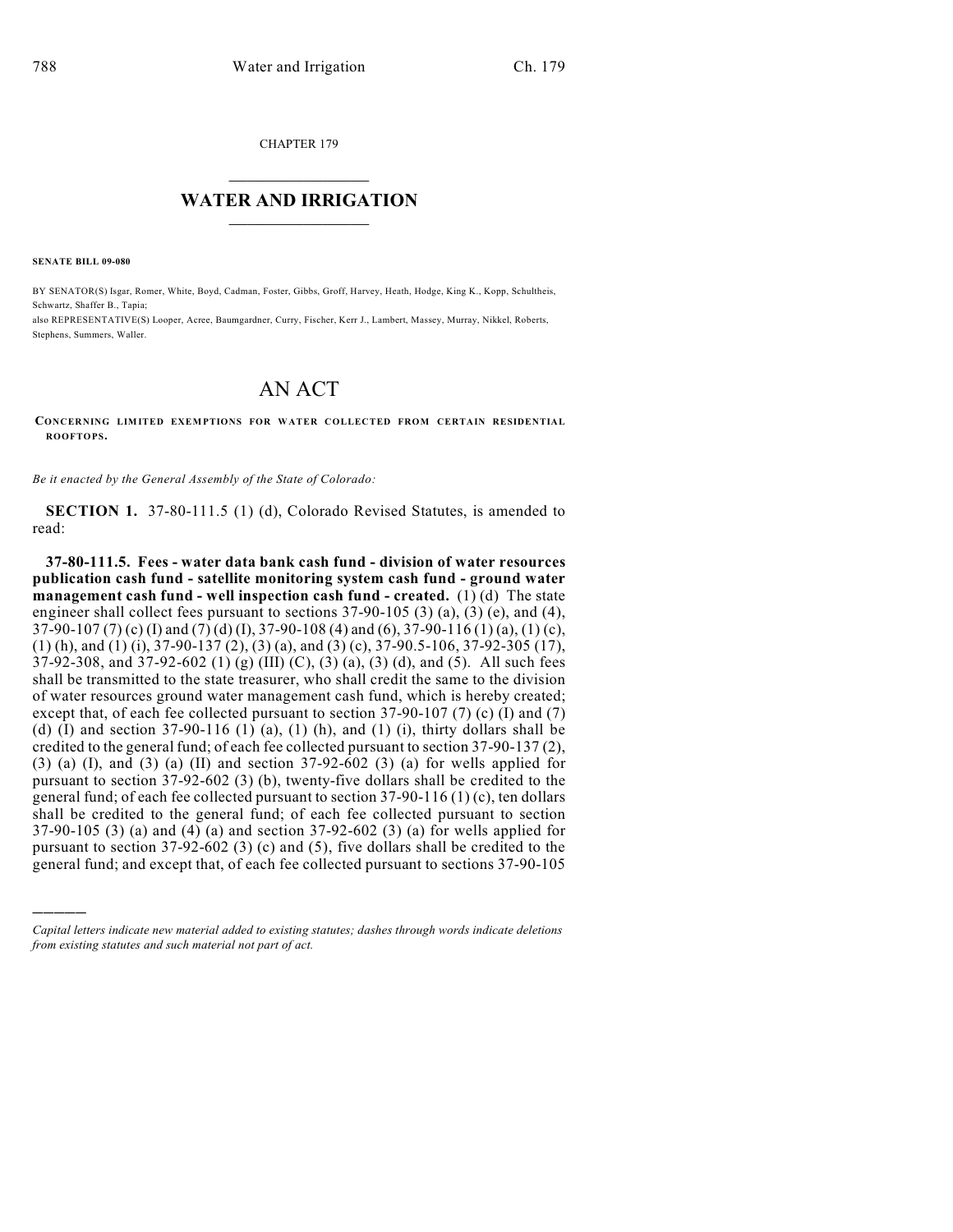CHAPTER 179

# WATER AND IRRIGATION

**SENATE BILL 09-080**

BY SENATOR(S) Isgar, Romer, White, Boyd, Cadman, Foster, Gibbs, Groff, Harvey, Heath, Hodge, King K., Kopp, Schultheis, Schwartz, Shaffer B., Tapia;
also REPRESENTATIVE(S) Looper, Acree, Baumgardner, Curry, Fischer, Kerr J., Lambert, Massey, Murray, Nikkel, Roberts, Stephens, Summers, Waller.

# AN ACT

CONCERNING LIMITED EXEMPTIONS FOR WATER COLLECTED FROM CERTAIN RESIDENTIAL ROOFTOPS.

*Be it enacted by the General Assembly of the State of Colorado:*

**SECTION 1.** 37-80-111.5 (1) (d), Colorado Revised Statutes, is amended to read:

**37-80-111.5. Fees - water data bank cash fund - division of water resources publication cash fund - satellite monitoring system cash fund - ground water management cash fund - well inspection cash fund - created.** (1) (d) The state engineer shall collect fees pursuant to sections 37-90-105 (3) (a), (3) (e), and (4), 37-90-107 (7) (c) (I) and (7) (d) (I), 37-90-108 (4) and (6), 37-90-116 (1) (a), (1) (c), (1) (h), and (1) (i), 37-90-137 (2), (3) (a), and (3) (c), 37-90.5-106, 37-92-305 (17), 37-92-308, and 37-92-602 (1) (g) (III) (C), (3) (a), (3) (d), and (5). All such fees shall be transmitted to the state treasurer, who shall credit the same to the division of water resources ground water management cash fund, which is hereby created; except that, of each fee collected pursuant to section 37-90-107 (7) (c) (I) and (7) (d) (I) and section 37-90-116 (1) (a), (1) (h), and (1) (i), thirty dollars shall be credited to the general fund; of each fee collected pursuant to section 37-90-137 (2), (3) (a) (I), and (3) (a) (II) and section 37-92-602 (3) (a) for wells applied for pursuant to section 37-92-602 (3) (b), twenty-five dollars shall be credited to the general fund; of each fee collected pursuant to section 37-90-116 (1) (c), ten dollars shall be credited to the general fund; of each fee collected pursuant to section 37-90-105 (3) (a) and (4) (a) and section 37-92-602 (3) (a) for wells applied for pursuant to section 37-92-602 (3) (c) and (5), five dollars shall be credited to the general fund; and except that, of each fee collected pursuant to sections 37-90-105

---

*Capital letters indicate new material added to existing statutes; dashes through words indicate deletions from existing statutes and such material not part of act.*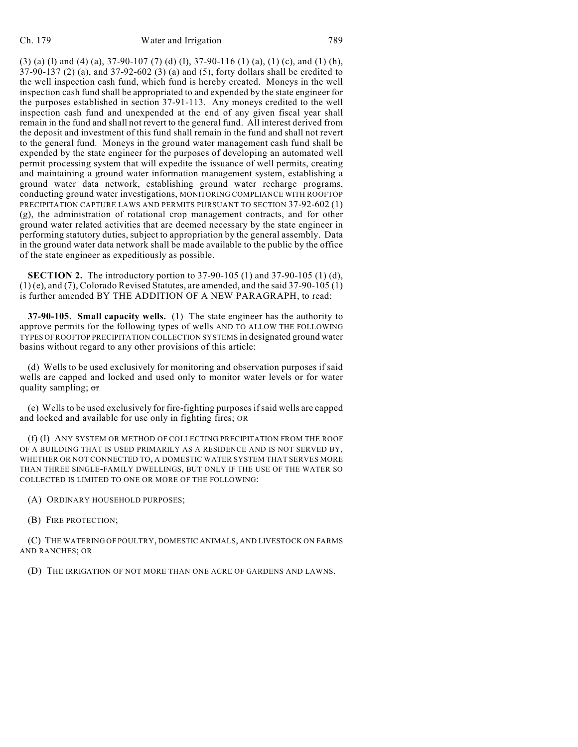(3) (a) (I) and (4) (a), 37-90-107 (7) (d) (I), 37-90-116 (1) (a), (1) (c), and (1) (h), 37-90-137 (2) (a), and 37-92-602 (3) (a) and (5), forty dollars shall be credited to the well inspection cash fund, which fund is hereby created. Moneys in the well inspection cash fund shall be appropriated to and expended by the state engineer for the purposes established in section 37-91-113. Any moneys credited to the well inspection cash fund and unexpended at the end of any given fiscal year shall remain in the fund and shall not revert to the general fund. All interest derived from the deposit and investment of this fund shall remain in the fund and shall not revert to the general fund. Moneys in the ground water management cash fund shall be expended by the state engineer for the purposes of developing an automated well permit processing system that will expedite the issuance of well permits, creating and maintaining a ground water information management system, establishing a ground water data network, establishing ground water recharge programs, conducting ground water investigations, MONITORING COMPLIANCE WITH ROOFTOP PRECIPITATION CAPTURE LAWS AND PERMITS PURSUANT TO SECTION 37-92-602 (1) (g), the administration of rotational crop management contracts, and for other ground water related activities that are deemed necessary by the state engineer in performing statutory duties, subject to appropriation by the general assembly. Data in the ground water data network shall be made available to the public by the office of the state engineer as expeditiously as possible.

**SECTION 2.** The introductory portion to 37-90-105 (1) and 37-90-105 (1) (d), (1) (e), and (7), Colorado Revised Statutes, are amended, and the said 37-90-105 (1) is further amended BY THE ADDITION OF A NEW PARAGRAPH, to read:

**37-90-105. Small capacity wells.** (1) The state engineer has the authority to approve permits for the following types of wells AND TO ALLOW THE FOLLOWING TYPES OF ROOFTOP PRECIPITATION COLLECTION SYSTEMS in designated ground water basins without regard to any other provisions of this article:

(d) Wells to be used exclusively for monitoring and observation purposes if said wells are capped and locked and used only to monitor water levels or for water quality sampling; ~~or~~

(e) Wells to be used exclusively for fire-fighting purposes if said wells are capped and locked and available for use only in fighting fires; OR

(f) (I) ANY SYSTEM OR METHOD OF COLLECTING PRECIPITATION FROM THE ROOF OF A BUILDING THAT IS USED PRIMARILY AS A RESIDENCE AND IS NOT SERVED BY, WHETHER OR NOT CONNECTED TO, A DOMESTIC WATER SYSTEM THAT SERVES MORE THAN THREE SINGLE-FAMILY DWELLINGS, BUT ONLY IF THE USE OF THE WATER SO COLLECTED IS LIMITED TO ONE OR MORE OF THE FOLLOWING:

(A) ORDINARY HOUSEHOLD PURPOSES;

(B) FIRE PROTECTION;

(C) THE WATERING OF POULTRY, DOMESTIC ANIMALS, AND LIVESTOCK ON FARMS AND RANCHES; OR

(D) THE IRRIGATION OF NOT MORE THAN ONE ACRE OF GARDENS AND LAWNS.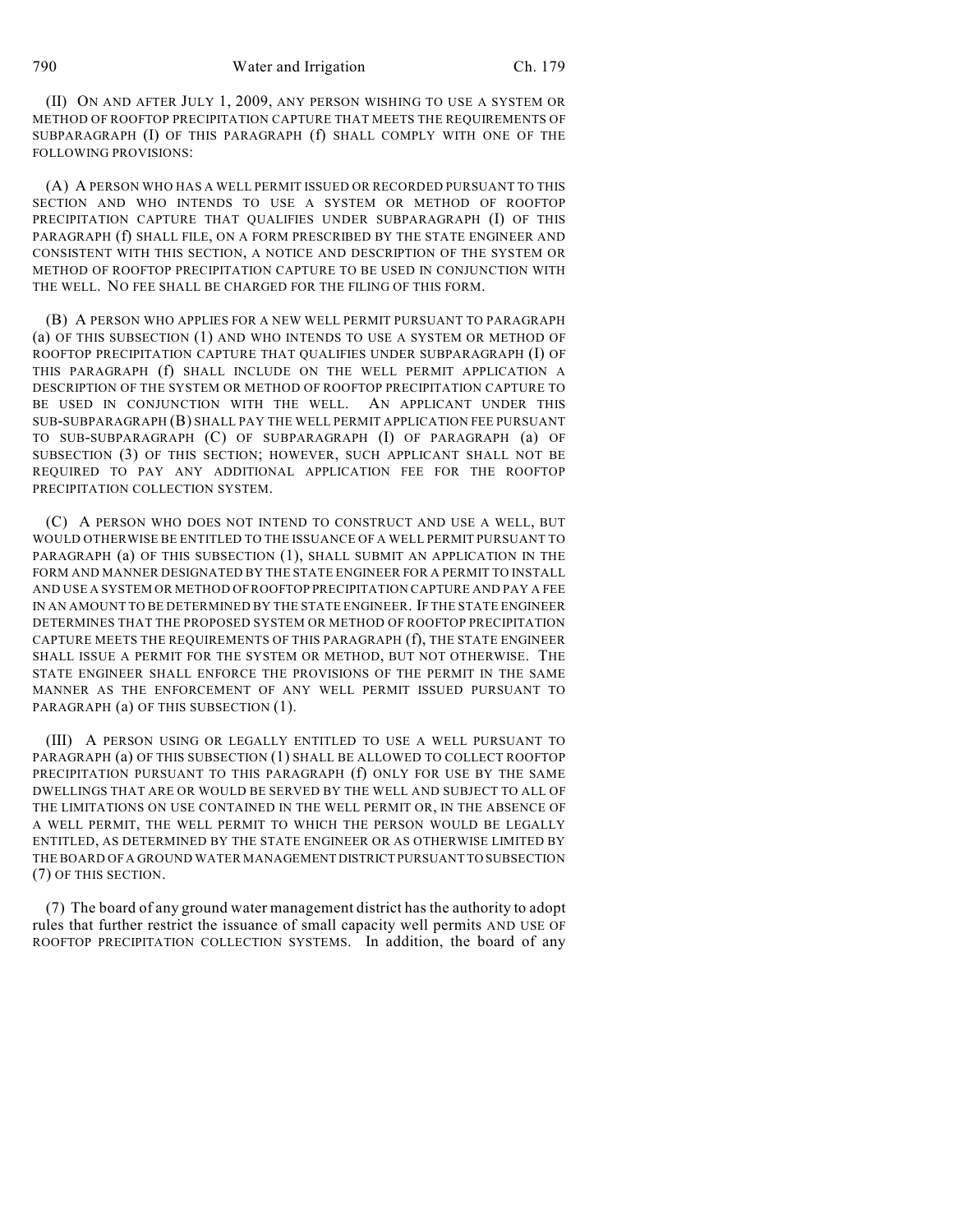(II) ON AND AFTER JULY 1, 2009, ANY PERSON WISHING TO USE A SYSTEM OR METHOD OF ROOFTOP PRECIPITATION CAPTURE THAT MEETS THE REQUIREMENTS OF SUBPARAGRAPH (I) OF THIS PARAGRAPH (f) SHALL COMPLY WITH ONE OF THE FOLLOWING PROVISIONS:

(A) A PERSON WHO HAS A WELL PERMIT ISSUED OR RECORDED PURSUANT TO THIS SECTION AND WHO INTENDS TO USE A SYSTEM OR METHOD OF ROOFTOP PRECIPITATION CAPTURE THAT QUALIFIES UNDER SUBPARAGRAPH (I) OF THIS PARAGRAPH (f) SHALL FILE, ON A FORM PRESCRIBED BY THE STATE ENGINEER AND CONSISTENT WITH THIS SECTION, A NOTICE AND DESCRIPTION OF THE SYSTEM OR METHOD OF ROOFTOP PRECIPITATION CAPTURE TO BE USED IN CONJUNCTION WITH THE WELL. NO FEE SHALL BE CHARGED FOR THE FILING OF THIS FORM.

(B) A PERSON WHO APPLIES FOR A NEW WELL PERMIT PURSUANT TO PARAGRAPH (a) OF THIS SUBSECTION (1) AND WHO INTENDS TO USE A SYSTEM OR METHOD OF ROOFTOP PRECIPITATION CAPTURE THAT QUALIFIES UNDER SUBPARAGRAPH (I) OF THIS PARAGRAPH (f) SHALL INCLUDE ON THE WELL PERMIT APPLICATION A DESCRIPTION OF THE SYSTEM OR METHOD OF ROOFTOP PRECIPITATION CAPTURE TO BE USED IN CONJUNCTION WITH THE WELL. AN APPLICANT UNDER THIS SUB-SUBPARAGRAPH (B) SHALL PAY THE WELL PERMIT APPLICATION FEE PURSUANT TO SUB-SUBPARAGRAPH (C) OF SUBPARAGRAPH (I) OF PARAGRAPH (a) OF SUBSECTION (3) OF THIS SECTION; HOWEVER, SUCH APPLICANT SHALL NOT BE REQUIRED TO PAY ANY ADDITIONAL APPLICATION FEE FOR THE ROOFTOP PRECIPITATION COLLECTION SYSTEM.

(C) A PERSON WHO DOES NOT INTEND TO CONSTRUCT AND USE A WELL, BUT WOULD OTHERWISE BE ENTITLED TO THE ISSUANCE OF A WELL PERMIT PURSUANT TO PARAGRAPH (a) OF THIS SUBSECTION (1), SHALL SUBMIT AN APPLICATION IN THE FORM AND MANNER DESIGNATED BY THE STATE ENGINEER FOR A PERMIT TO INSTALL AND USE A SYSTEM OR METHOD OF ROOFTOP PRECIPITATION CAPTURE AND PAY A FEE IN AN AMOUNT TO BE DETERMINED BY THE STATE ENGINEER. IF THE STATE ENGINEER DETERMINES THAT THE PROPOSED SYSTEM OR METHOD OF ROOFTOP PRECIPITATION CAPTURE MEETS THE REQUIREMENTS OF THIS PARAGRAPH (f), THE STATE ENGINEER SHALL ISSUE A PERMIT FOR THE SYSTEM OR METHOD, BUT NOT OTHERWISE. THE STATE ENGINEER SHALL ENFORCE THE PROVISIONS OF THE PERMIT IN THE SAME MANNER AS THE ENFORCEMENT OF ANY WELL PERMIT ISSUED PURSUANT TO PARAGRAPH (a) OF THIS SUBSECTION (1).

(III) A PERSON USING OR LEGALLY ENTITLED TO USE A WELL PURSUANT TO PARAGRAPH (a) OF THIS SUBSECTION (1) SHALL BE ALLOWED TO COLLECT ROOFTOP PRECIPITATION PURSUANT TO THIS PARAGRAPH (f) ONLY FOR USE BY THE SAME DWELLINGS THAT ARE OR WOULD BE SERVED BY THE WELL AND SUBJECT TO ALL OF THE LIMITATIONS ON USE CONTAINED IN THE WELL PERMIT OR, IN THE ABSENCE OF A WELL PERMIT, THE WELL PERMIT TO WHICH THE PERSON WOULD BE LEGALLY ENTITLED, AS DETERMINED BY THE STATE ENGINEER OR AS OTHERWISE LIMITED BY THE BOARD OF A GROUND WATER MANAGEMENT DISTRICT PURSUANT TO SUBSECTION (7) OF THIS SECTION.

(7) The board of any ground water management district has the authority to adopt rules that further restrict the issuance of small capacity well permits AND USE OF ROOFTOP PRECIPITATION COLLECTION SYSTEMS. In addition, the board of any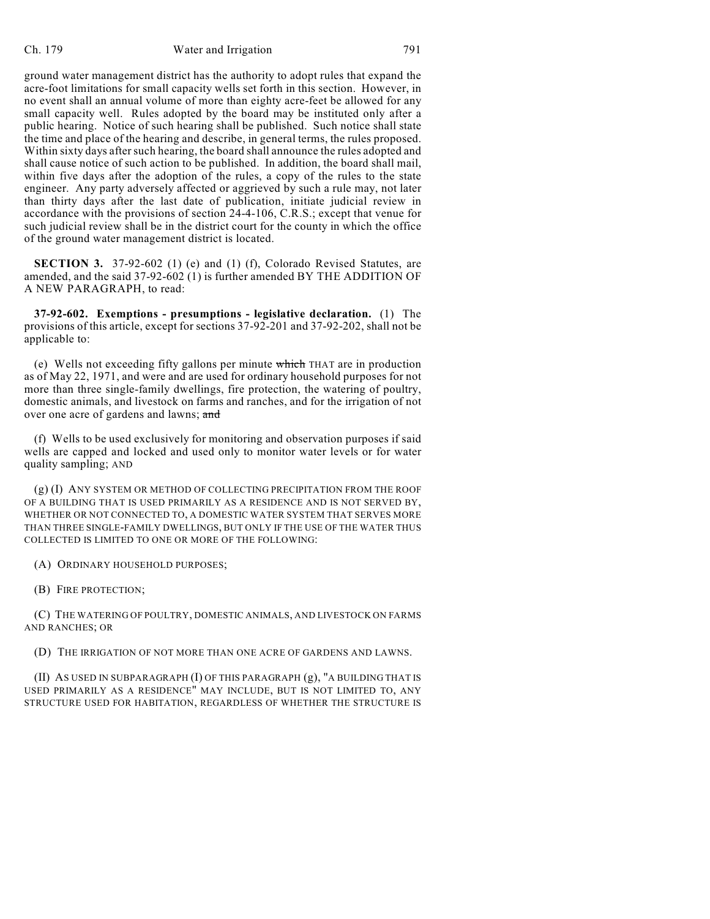ground water management district has the authority to adopt rules that expand the acre-foot limitations for small capacity wells set forth in this section. However, in no event shall an annual volume of more than eighty acre-feet be allowed for any small capacity well. Rules adopted by the board may be instituted only after a public hearing. Notice of such hearing shall be published. Such notice shall state the time and place of the hearing and describe, in general terms, the rules proposed. Within sixty days after such hearing, the board shall announce the rules adopted and shall cause notice of such action to be published. In addition, the board shall mail, within five days after the adoption of the rules, a copy of the rules to the state engineer. Any party adversely affected or aggrieved by such a rule may, not later than thirty days after the last date of publication, initiate judicial review in accordance with the provisions of section 24-4-106, C.R.S.; except that venue for such judicial review shall be in the district court for the county in which the office of the ground water management district is located.

**SECTION 3.** 37-92-602 (1) (e) and (1) (f), Colorado Revised Statutes, are amended, and the said 37-92-602 (1) is further amended BY THE ADDITION OF A NEW PARAGRAPH, to read:

**37-92-602. Exemptions - presumptions - legislative declaration.** (1) The provisions of this article, except for sections 37-92-201 and 37-92-202, shall not be applicable to:

(e) Wells not exceeding fifty gallons per minute ~~which~~ THAT are in production as of May 22, 1971, and were and are used for ordinary household purposes for not more than three single-family dwellings, fire protection, the watering of poultry, domestic animals, and livestock on farms and ranches, and for the irrigation of not over one acre of gardens and lawns; ~~and~~

(f) Wells to be used exclusively for monitoring and observation purposes if said wells are capped and locked and used only to monitor water levels or for water quality sampling; AND

(g) (I) ANY SYSTEM OR METHOD OF COLLECTING PRECIPITATION FROM THE ROOF OF A BUILDING THAT IS USED PRIMARILY AS A RESIDENCE AND IS NOT SERVED BY, WHETHER OR NOT CONNECTED TO, A DOMESTIC WATER SYSTEM THAT SERVES MORE THAN THREE SINGLE-FAMILY DWELLINGS, BUT ONLY IF THE USE OF THE WATER THUS COLLECTED IS LIMITED TO ONE OR MORE OF THE FOLLOWING:

(A) ORDINARY HOUSEHOLD PURPOSES;

(B) FIRE PROTECTION;

(C) THE WATERING OF POULTRY, DOMESTIC ANIMALS, AND LIVESTOCK ON FARMS AND RANCHES; OR

(D) THE IRRIGATION OF NOT MORE THAN ONE ACRE OF GARDENS AND LAWNS.

(II) AS USED IN SUBPARAGRAPH (I) OF THIS PARAGRAPH (g), "A BUILDING THAT IS USED PRIMARILY AS A RESIDENCE" MAY INCLUDE, BUT IS NOT LIMITED TO, ANY STRUCTURE USED FOR HABITATION, REGARDLESS OF WHETHER THE STRUCTURE IS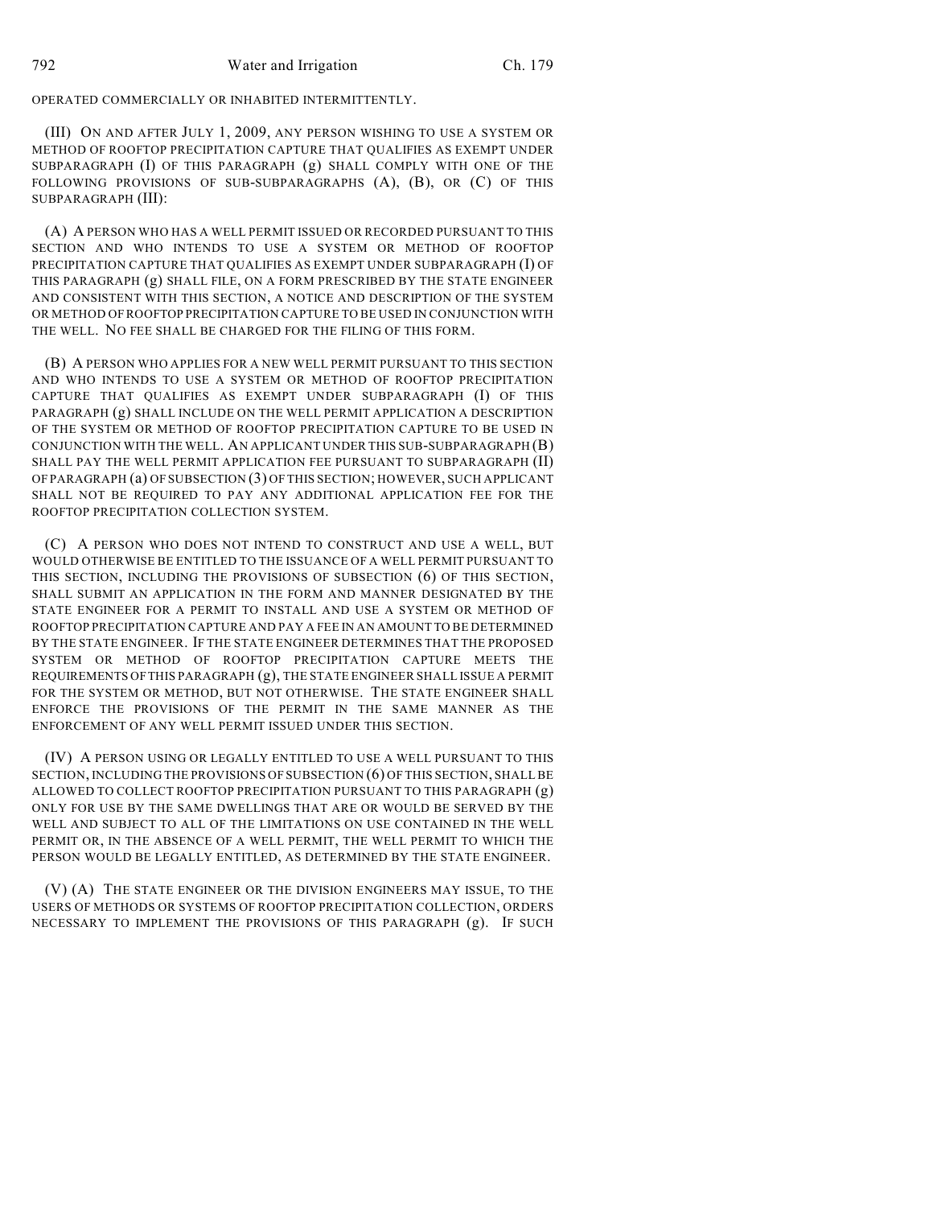OPERATED COMMERCIALLY OR INHABITED INTERMITTENTLY.

(III) ON AND AFTER JULY 1, 2009, ANY PERSON WISHING TO USE A SYSTEM OR METHOD OF ROOFTOP PRECIPITATION CAPTURE THAT QUALIFIES AS EXEMPT UNDER SUBPARAGRAPH (I) OF THIS PARAGRAPH (g) SHALL COMPLY WITH ONE OF THE FOLLOWING PROVISIONS OF SUB-SUBPARAGRAPHS (A), (B), OR (C) OF THIS SUBPARAGRAPH (III):

(A) A PERSON WHO HAS A WELL PERMIT ISSUED OR RECORDED PURSUANT TO THIS SECTION AND WHO INTENDS TO USE A SYSTEM OR METHOD OF ROOFTOP PRECIPITATION CAPTURE THAT QUALIFIES AS EXEMPT UNDER SUBPARAGRAPH (I) OF THIS PARAGRAPH (g) SHALL FILE, ON A FORM PRESCRIBED BY THE STATE ENGINEER AND CONSISTENT WITH THIS SECTION, A NOTICE AND DESCRIPTION OF THE SYSTEM OR METHOD OF ROOFTOP PRECIPITATION CAPTURE TO BE USED IN CONJUNCTION WITH THE WELL. NO FEE SHALL BE CHARGED FOR THE FILING OF THIS FORM.

(B) A PERSON WHO APPLIES FOR A NEW WELL PERMIT PURSUANT TO THIS SECTION AND WHO INTENDS TO USE A SYSTEM OR METHOD OF ROOFTOP PRECIPITATION CAPTURE THAT QUALIFIES AS EXEMPT UNDER SUBPARAGRAPH (I) OF THIS PARAGRAPH (g) SHALL INCLUDE ON THE WELL PERMIT APPLICATION A DESCRIPTION OF THE SYSTEM OR METHOD OF ROOFTOP PRECIPITATION CAPTURE TO BE USED IN CONJUNCTION WITH THE WELL. AN APPLICANT UNDER THIS SUB-SUBPARAGRAPH (B) SHALL PAY THE WELL PERMIT APPLICATION FEE PURSUANT TO SUBPARAGRAPH (II) OF PARAGRAPH (a) OF SUBSECTION (3) OF THIS SECTION; HOWEVER, SUCH APPLICANT SHALL NOT BE REQUIRED TO PAY ANY ADDITIONAL APPLICATION FEE FOR THE ROOFTOP PRECIPITATION COLLECTION SYSTEM.

(C) A PERSON WHO DOES NOT INTEND TO CONSTRUCT AND USE A WELL, BUT WOULD OTHERWISE BE ENTITLED TO THE ISSUANCE OF A WELL PERMIT PURSUANT TO THIS SECTION, INCLUDING THE PROVISIONS OF SUBSECTION (6) OF THIS SECTION, SHALL SUBMIT AN APPLICATION IN THE FORM AND MANNER DESIGNATED BY THE STATE ENGINEER FOR A PERMIT TO INSTALL AND USE A SYSTEM OR METHOD OF ROOFTOP PRECIPITATION CAPTURE AND PAY A FEE IN AN AMOUNT TO BE DETERMINED BY THE STATE ENGINEER. IF THE STATE ENGINEER DETERMINES THAT THE PROPOSED SYSTEM OR METHOD OF ROOFTOP PRECIPITATION CAPTURE MEETS THE REQUIREMENTS OF THIS PARAGRAPH (g), THE STATE ENGINEER SHALL ISSUE A PERMIT FOR THE SYSTEM OR METHOD, BUT NOT OTHERWISE. THE STATE ENGINEER SHALL ENFORCE THE PROVISIONS OF THE PERMIT IN THE SAME MANNER AS THE ENFORCEMENT OF ANY WELL PERMIT ISSUED UNDER THIS SECTION.

(IV) A PERSON USING OR LEGALLY ENTITLED TO USE A WELL PURSUANT TO THIS SECTION, INCLUDING THE PROVISIONS OF SUBSECTION (6) OF THIS SECTION, SHALL BE ALLOWED TO COLLECT ROOFTOP PRECIPITATION PURSUANT TO THIS PARAGRAPH (g) ONLY FOR USE BY THE SAME DWELLINGS THAT ARE OR WOULD BE SERVED BY THE WELL AND SUBJECT TO ALL OF THE LIMITATIONS ON USE CONTAINED IN THE WELL PERMIT OR, IN THE ABSENCE OF A WELL PERMIT, THE WELL PERMIT TO WHICH THE PERSON WOULD BE LEGALLY ENTITLED, AS DETERMINED BY THE STATE ENGINEER.

(V) (A) THE STATE ENGINEER OR THE DIVISION ENGINEERS MAY ISSUE, TO THE USERS OF METHODS OR SYSTEMS OF ROOFTOP PRECIPITATION COLLECTION, ORDERS NECESSARY TO IMPLEMENT THE PROVISIONS OF THIS PARAGRAPH (g). IF SUCH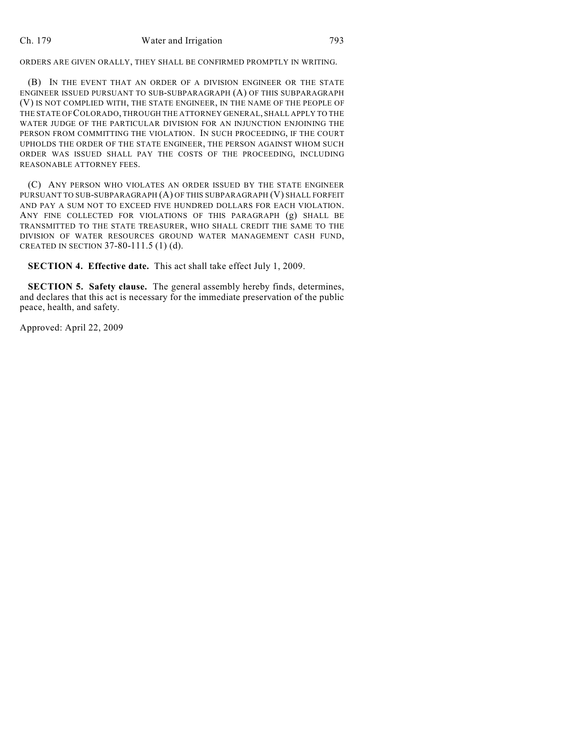ORDERS ARE GIVEN ORALLY, THEY SHALL BE CONFIRMED PROMPTLY IN WRITING.

(B) IN THE EVENT THAT AN ORDER OF A DIVISION ENGINEER OR THE STATE ENGINEER ISSUED PURSUANT TO SUB-SUBPARAGRAPH (A) OF THIS SUBPARAGRAPH (V) IS NOT COMPLIED WITH, THE STATE ENGINEER, IN THE NAME OF THE PEOPLE OF THE STATE OF COLORADO, THROUGH THE ATTORNEY GENERAL, SHALL APPLY TO THE WATER JUDGE OF THE PARTICULAR DIVISION FOR AN INJUNCTION ENJOINING THE PERSON FROM COMMITTING THE VIOLATION. IN SUCH PROCEEDING, IF THE COURT UPHOLDS THE ORDER OF THE STATE ENGINEER, THE PERSON AGAINST WHOM SUCH ORDER WAS ISSUED SHALL PAY THE COSTS OF THE PROCEEDING, INCLUDING REASONABLE ATTORNEY FEES.

(C) ANY PERSON WHO VIOLATES AN ORDER ISSUED BY THE STATE ENGINEER PURSUANT TO SUB-SUBPARAGRAPH (A) OF THIS SUBPARAGRAPH (V) SHALL FORFEIT AND PAY A SUM NOT TO EXCEED FIVE HUNDRED DOLLARS FOR EACH VIOLATION. ANY FINE COLLECTED FOR VIOLATIONS OF THIS PARAGRAPH (g) SHALL BE TRANSMITTED TO THE STATE TREASURER, WHO SHALL CREDIT THE SAME TO THE DIVISION OF WATER RESOURCES GROUND WATER MANAGEMENT CASH FUND, CREATED IN SECTION 37-80-111.5 (1) (d).

**SECTION 4. Effective date.** This act shall take effect July 1, 2009.

**SECTION 5. Safety clause.** The general assembly hereby finds, determines, and declares that this act is necessary for the immediate preservation of the public peace, health, and safety.

Approved: April 22, 2009